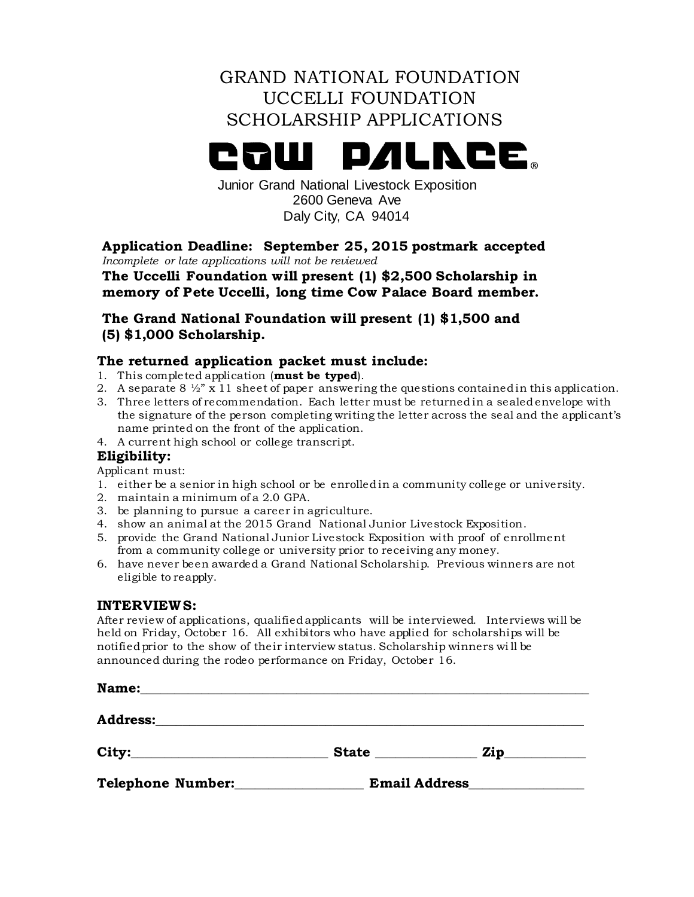# GRAND NATIONAL FOUNDATION
# UCCELLI FOUNDATION
# SCHOLARSHIP APPLICATIONS

## COW PALACE®

Junior Grand National Livestock Exposition
2600 Geneva Ave
Daly City, CA 94014

**Application Deadline: September 25, 2015 postmark accepted**

*Incomplete or late applications will not be reviewed*

**The Uccelli Foundation will present (1) $2,500 Scholarship in memory of Pete Uccelli, long time Cow Palace Board member.**

**The Grand National Foundation will present (1) $1,500 and (5) $1,000 Scholarship.**

### The returned application packet must include:

1. This completed application (**must be typed**).
2. A separate 8 ½" x 11 sheet of paper answering the questions contained in this application.
3. Three letters of recommendation. Each letter must be returned in a sealed envelope with the signature of the person completing writing the letter across the seal and the applicant's name printed on the front of the application.
4. A current high school or college transcript.

### Eligibility:

Applicant must:

1. either be a senior in high school or be enrolled in a community college or university.
2. maintain a minimum of a 2.0 GPA.
3. be planning to pursue a career in agriculture.
4. show an animal at the 2015 Grand National Junior Livestock Exposition.
5. provide the Grand National Junior Livestock Exposition with proof of enrollment from a community college or university prior to receiving any money.
6. have never been awarded a Grand National Scholarship. Previous winners are not eligible to reapply.

### INTERVIEWS:

After review of applications, qualified applicants will be interviewed. Interviews will be held on Friday, October 16. All exhibitors who have applied for scholarships will be notified prior to the show of their interview status. Scholarship winners will be announced during the rodeo performance on Friday, October 16.

**Name:**\_\_\_\_\_\_\_\_\_\_\_\_\_\_\_\_\_\_\_\_\_\_\_\_\_\_\_\_\_\_\_\_\_\_\_\_\_\_\_\_\_\_\_\_

**Address:**\_\_\_\_\_\_\_\_\_\_\_\_\_\_\_\_\_\_\_\_\_\_\_\_\_\_\_\_\_\_\_\_\_\_\_\_\_\_\_\_\_\_

**City:**\_\_\_\_\_\_\_\_\_\_\_\_\_\_\_\_\_\_ **State** \_\_\_\_\_\_\_\_\_\_ **Zip**\_\_\_\_\_\_\_\_

**Telephone Number:**\_\_\_\_\_\_\_\_\_\_\_\_\_ **Email Address**\_\_\_\_\_\_\_\_\_\_\_\_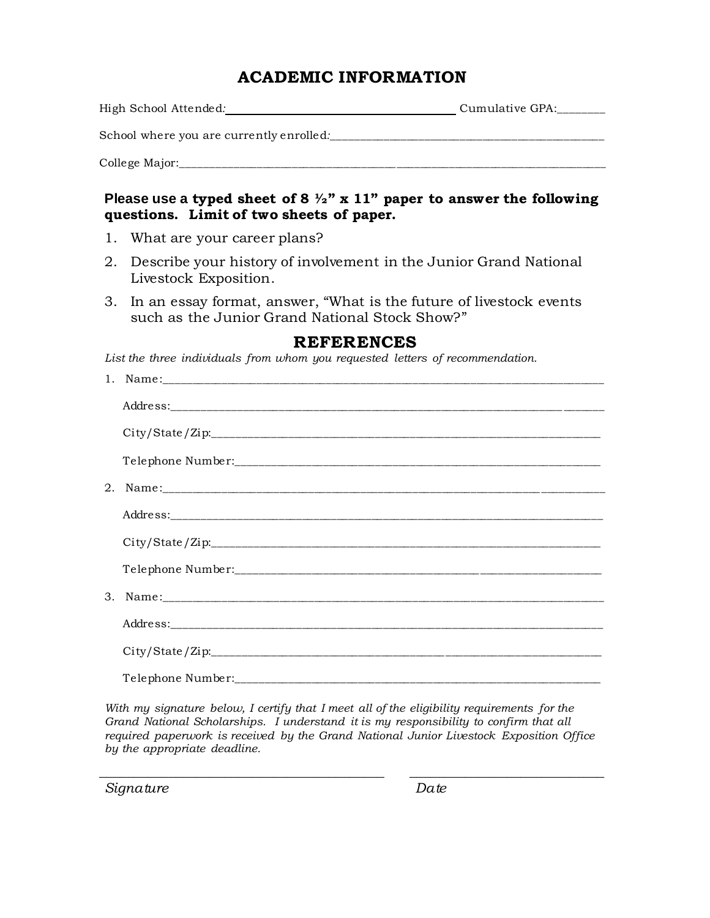# ACADEMIC INFORMATION

High School Attended: ________________________________ Cumulative GPA: ________

School where you are currently enrolled: ________________________________________________

College Major: ________________________________________________________________________

**Please use a typed sheet of 8 ½" x 11" paper to answer the following questions. Limit of two sheets of paper.**

1. What are your career plans?
2. Describe your history of involvement in the Junior Grand National Livestock Exposition.
3. In an essay format, answer, "What is the future of livestock events such as the Junior Grand National Stock Show?"

## REFERENCES

*List the three individuals from whom you requested letters of recommendation.*

1. Name: ________________________________________________________________________

   Address: ______________________________________________________________________

   City/State/Zip: _________________________________________________________________

   Telephone Number: ______________________________________________________________

2. Name: ________________________________________________________________________

   Address: ______________________________________________________________________

   City/State/Zip: _________________________________________________________________

   Telephone Number: ______________________________________________________________

3. Name: ________________________________________________________________________

   Address: ______________________________________________________________________

   City/State/Zip: _________________________________________________________________

   Telephone Number: ______________________________________________________________

*With my signature below, I certify that I meet all of the eligibility requirements for the Grand National Scholarships. I understand it is my responsibility to confirm that all required paperwork is received by the Grand National Junior Livestock Exposition Office by the appropriate deadline.*

______________________________________ ______________________________

*Signature* *Date*